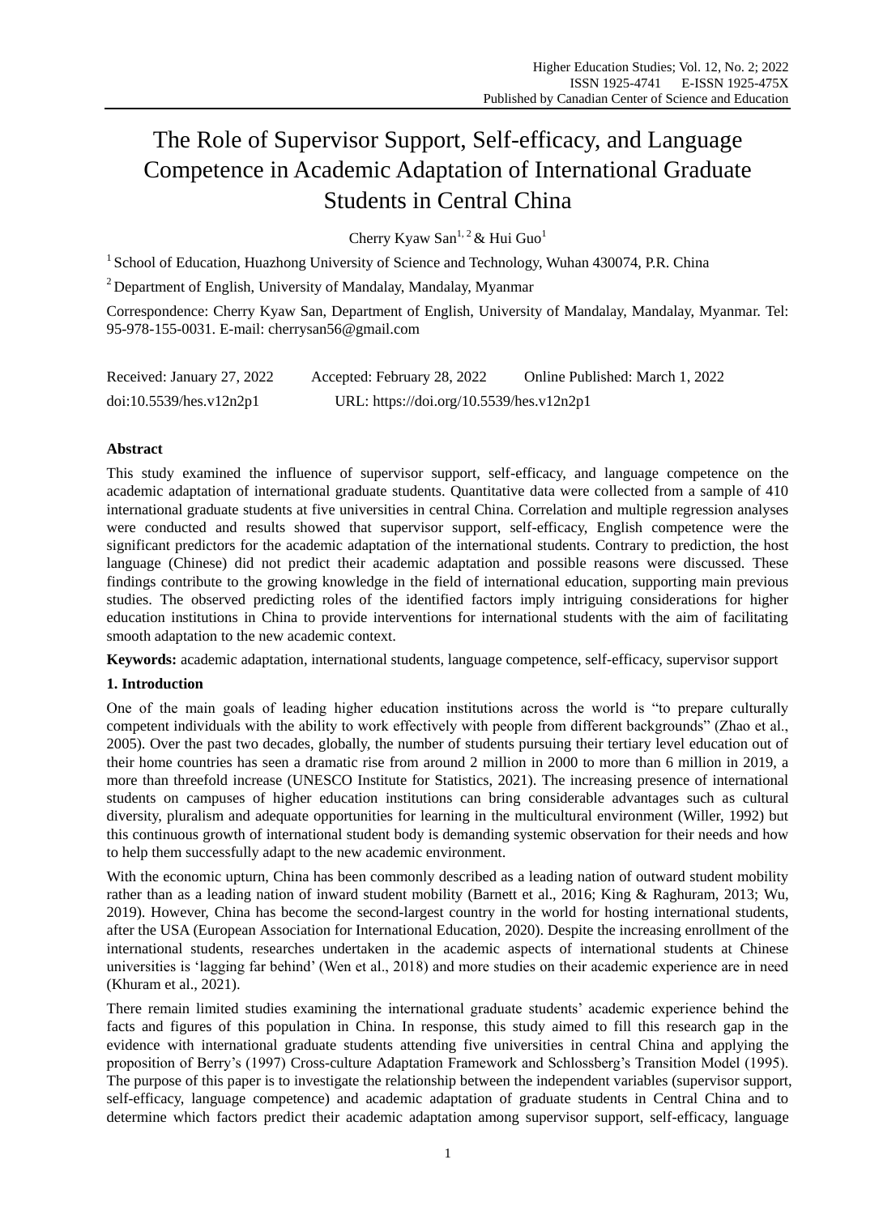# The Role of Supervisor Support, Self-efficacy, and Language Competence in Academic Adaptation of International Graduate Students in Central China

Cherry Kyaw San[1, 2] & Hui Guo[1]

[1] School of Education, Huazhong University of Science and Technology, Wuhan 430074, P.R. China

[2] Department of English, University of Mandalay, Mandalay, Myanmar

Correspondence: Cherry Kyaw San, Department of English, University of Mandalay, Mandalay, Myanmar. Tel: 95-978-155-0031. E-mail: cherrysan56@gmail.com

Received: January 27, 2022    Accepted: February 28, 2022    Online Published: March 1, 2022

doi:10.5539/hes.v12n2p1    URL: https://doi.org/10.5539/hes.v12n2p1

## Abstract

This study examined the influence of supervisor support, self-efficacy, and language competence on the academic adaptation of international graduate students. Quantitative data were collected from a sample of 410 international graduate students at five universities in central China. Correlation and multiple regression analyses were conducted and results showed that supervisor support, self-efficacy, English competence were the significant predictors for the academic adaptation of the international students. Contrary to prediction, the host language (Chinese) did not predict their academic adaptation and possible reasons were discussed. These findings contribute to the growing knowledge in the field of international education, supporting main previous studies. The observed predicting roles of the identified factors imply intriguing considerations for higher education institutions in China to provide interventions for international students with the aim of facilitating smooth adaptation to the new academic context.

**Keywords:** academic adaptation, international students, language competence, self-efficacy, supervisor support

## 1. Introduction

One of the main goals of leading higher education institutions across the world is "to prepare culturally competent individuals with the ability to work effectively with people from different backgrounds" (Zhao et al., 2005). Over the past two decades, globally, the number of students pursuing their tertiary level education out of their home countries has seen a dramatic rise from around 2 million in 2000 to more than 6 million in 2019, a more than threefold increase (UNESCO Institute for Statistics, 2021). The increasing presence of international students on campuses of higher education institutions can bring considerable advantages such as cultural diversity, pluralism and adequate opportunities for learning in the multicultural environment (Willer, 1992) but this continuous growth of international student body is demanding systemic observation for their needs and how to help them successfully adapt to the new academic environment.

With the economic upturn, China has been commonly described as a leading nation of outward student mobility rather than as a leading nation of inward student mobility (Barnett et al., 2016; King & Raghuram, 2013; Wu, 2019). However, China has become the second-largest country in the world for hosting international students, after the USA (European Association for International Education, 2020). Despite the increasing enrollment of the international students, researches undertaken in the academic aspects of international students at Chinese universities is 'lagging far behind' (Wen et al., 2018) and more studies on their academic experience are in need (Khuram et al., 2021).

There remain limited studies examining the international graduate students' academic experience behind the facts and figures of this population in China. In response, this study aimed to fill this research gap in the evidence with international graduate students attending five universities in central China and applying the proposition of Berry's (1997) Cross-culture Adaptation Framework and Schlossberg's Transition Model (1995). The purpose of this paper is to investigate the relationship between the independent variables (supervisor support, self-efficacy, language competence) and academic adaptation of graduate students in Central China and to determine which factors predict their academic adaptation among supervisor support, self-efficacy, language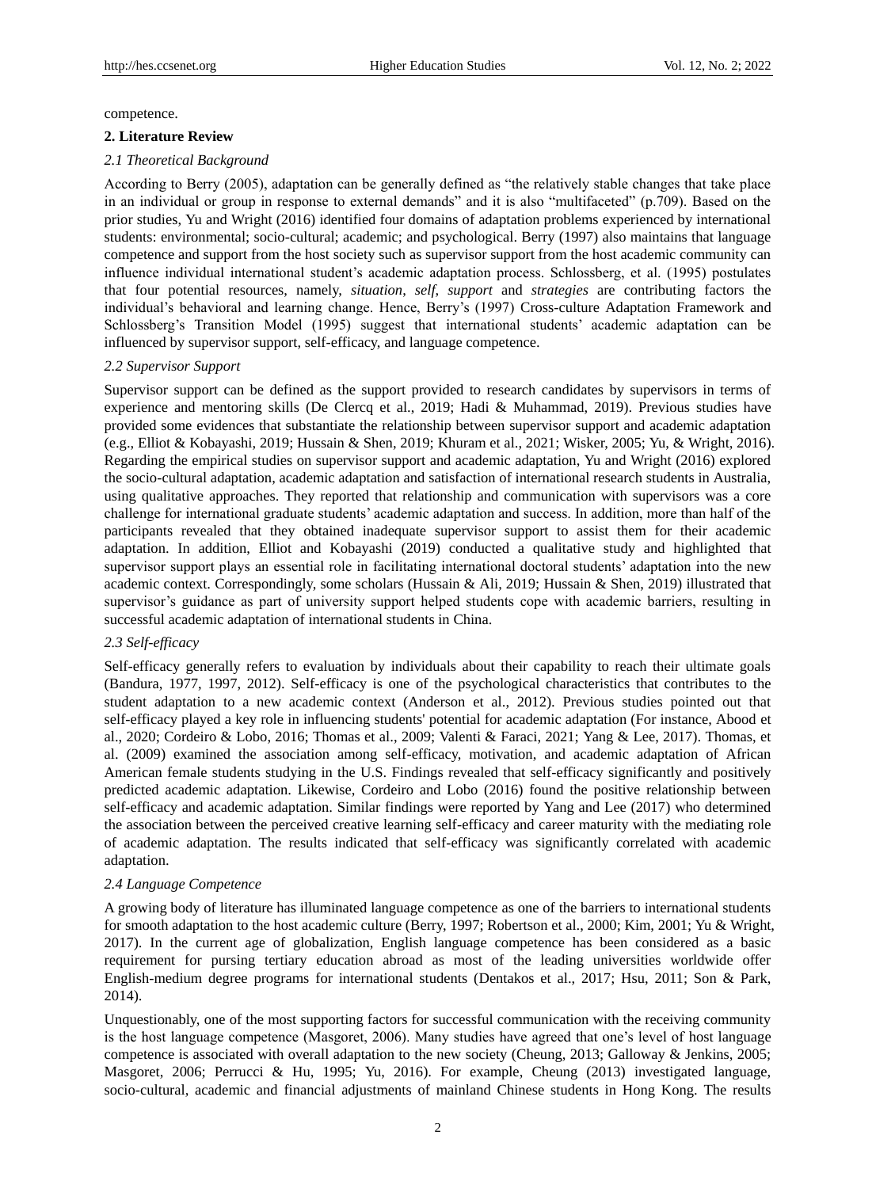competence.

## 2. Literature Review

### *2.1 Theoretical Background*

According to Berry (2005), adaptation can be generally defined as "the relatively stable changes that take place in an individual or group in response to external demands" and it is also "multifaceted" (p.709). Based on the prior studies, Yu and Wright (2016) identified four domains of adaptation problems experienced by international students: environmental; socio-cultural; academic; and psychological. Berry (1997) also maintains that language competence and support from the host society such as supervisor support from the host academic community can influence individual international student's academic adaptation process. Schlossberg, et al. (1995) postulates that four potential resources, namely, *situation*, *self*, *support* and *strategies* are contributing factors the individual's behavioral and learning change. Hence, Berry's (1997) Cross-culture Adaptation Framework and Schlossberg's Transition Model (1995) suggest that international students' academic adaptation can be influenced by supervisor support, self-efficacy, and language competence.

### *2.2 Supervisor Support*

Supervisor support can be defined as the support provided to research candidates by supervisors in terms of experience and mentoring skills (De Clercq et al., 2019; Hadi & Muhammad, 2019). Previous studies have provided some evidences that substantiate the relationship between supervisor support and academic adaptation (e.g., Elliot & Kobayashi, 2019; Hussain & Shen, 2019; Khuram et al., 2021; Wisker, 2005; Yu, & Wright, 2016). Regarding the empirical studies on supervisor support and academic adaptation, Yu and Wright (2016) explored the socio-cultural adaptation, academic adaptation and satisfaction of international research students in Australia, using qualitative approaches. They reported that relationship and communication with supervisors was a core challenge for international graduate students' academic adaptation and success. In addition, more than half of the participants revealed that they obtained inadequate supervisor support to assist them for their academic adaptation. In addition, Elliot and Kobayashi (2019) conducted a qualitative study and highlighted that supervisor support plays an essential role in facilitating international doctoral students' adaptation into the new academic context. Correspondingly, some scholars (Hussain & Ali, 2019; Hussain & Shen, 2019) illustrated that supervisor's guidance as part of university support helped students cope with academic barriers, resulting in successful academic adaptation of international students in China.

### *2.3 Self-efficacy*

Self-efficacy generally refers to evaluation by individuals about their capability to reach their ultimate goals (Bandura, 1977, 1997, 2012). Self-efficacy is one of the psychological characteristics that contributes to the student adaptation to a new academic context (Anderson et al., 2012). Previous studies pointed out that self-efficacy played a key role in influencing students' potential for academic adaptation (For instance, Abood et al., 2020; Cordeiro & Lobo, 2016; Thomas et al., 2009; Valenti & Faraci, 2021; Yang & Lee, 2017). Thomas, et al. (2009) examined the association among self-efficacy, motivation, and academic adaptation of African American female students studying in the U.S. Findings revealed that self-efficacy significantly and positively predicted academic adaptation. Likewise, Cordeiro and Lobo (2016) found the positive relationship between self-efficacy and academic adaptation. Similar findings were reported by Yang and Lee (2017) who determined the association between the perceived creative learning self-efficacy and career maturity with the mediating role of academic adaptation. The results indicated that self-efficacy was significantly correlated with academic adaptation.

### *2.4 Language Competence*

A growing body of literature has illuminated language competence as one of the barriers to international students for smooth adaptation to the host academic culture (Berry, 1997; Robertson et al., 2000; Kim, 2001; Yu & Wright, 2017). In the current age of globalization, English language competence has been considered as a basic requirement for pursing tertiary education abroad as most of the leading universities worldwide offer English-medium degree programs for international students (Dentakos et al., 2017; Hsu, 2011; Son & Park, 2014).

Unquestionably, one of the most supporting factors for successful communication with the receiving community is the host language competence (Masgoret, 2006). Many studies have agreed that one's level of host language competence is associated with overall adaptation to the new society (Cheung, 2013; Galloway & Jenkins, 2005; Masgoret, 2006; Perrucci & Hu, 1995; Yu, 2016). For example, Cheung (2013) investigated language, socio-cultural, academic and financial adjustments of mainland Chinese students in Hong Kong. The results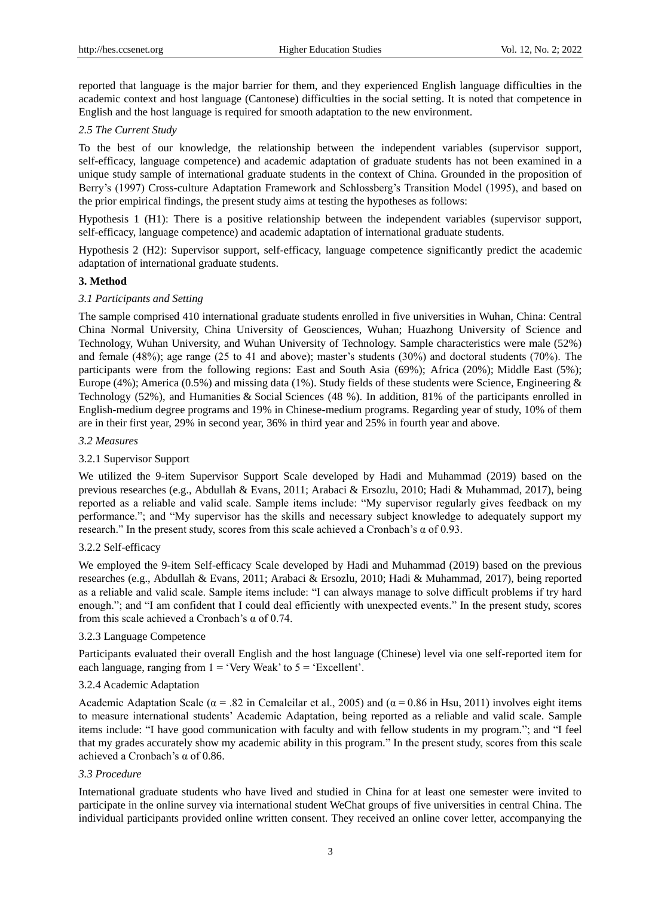reported that language is the major barrier for them, and they experienced English language difficulties in the academic context and host language (Cantonese) difficulties in the social setting. It is noted that competence in English and the host language is required for smooth adaptation to the new environment.

### *2.5 The Current Study*

To the best of our knowledge, the relationship between the independent variables (supervisor support, self-efficacy, language competence) and academic adaptation of graduate students has not been examined in a unique study sample of international graduate students in the context of China. Grounded in the proposition of Berry's (1997) Cross-culture Adaptation Framework and Schlossberg's Transition Model (1995), and based on the prior empirical findings, the present study aims at testing the hypotheses as follows:

Hypothesis 1 (H1): There is a positive relationship between the independent variables (supervisor support, self-efficacy, language competence) and academic adaptation of international graduate students.

Hypothesis 2 (H2): Supervisor support, self-efficacy, language competence significantly predict the academic adaptation of international graduate students.

## 3. Method

### *3.1 Participants and Setting*

The sample comprised 410 international graduate students enrolled in five universities in Wuhan, China: Central China Normal University, China University of Geosciences, Wuhan; Huazhong University of Science and Technology, Wuhan University, and Wuhan University of Technology. Sample characteristics were male (52%) and female (48%); age range (25 to 41 and above); master's students (30%) and doctoral students (70%). The participants were from the following regions: East and South Asia (69%); Africa (20%); Middle East (5%); Europe (4%); America (0.5%) and missing data (1%). Study fields of these students were Science, Engineering & Technology (52%), and Humanities & Social Sciences (48 %). In addition, 81% of the participants enrolled in English-medium degree programs and 19% in Chinese-medium programs. Regarding year of study, 10% of them are in their first year, 29% in second year, 36% in third year and 25% in fourth year and above.

### *3.2 Measures*

#### 3.2.1 Supervisor Support

We utilized the 9-item Supervisor Support Scale developed by Hadi and Muhammad (2019) based on the previous researches (e.g., Abdullah & Evans, 2011; Arabaci & Ersozlu, 2010; Hadi & Muhammad, 2017), being reported as a reliable and valid scale. Sample items include: "My supervisor regularly gives feedback on my performance."; and "My supervisor has the skills and necessary subject knowledge to adequately support my research." In the present study, scores from this scale achieved a Cronbach's α of 0.93.

#### 3.2.2 Self-efficacy

We employed the 9-item Self-efficacy Scale developed by Hadi and Muhammad (2019) based on the previous researches (e.g., Abdullah & Evans, 2011; Arabaci & Ersozlu, 2010; Hadi & Muhammad, 2017), being reported as a reliable and valid scale. Sample items include: "I can always manage to solve difficult problems if try hard enough."; and "I am confident that I could deal efficiently with unexpected events." In the present study, scores from this scale achieved a Cronbach's α of 0.74.

#### 3.2.3 Language Competence

Participants evaluated their overall English and the host language (Chinese) level via one self-reported item for each language, ranging from 1 = 'Very Weak' to 5 = 'Excellent'.

#### 3.2.4 Academic Adaptation

Academic Adaptation Scale (α = .82 in Cemalcilar et al., 2005) and (α = 0.86 in Hsu, 2011) involves eight items to measure international students' Academic Adaptation, being reported as a reliable and valid scale. Sample items include: "I have good communication with faculty and with fellow students in my program."; and "I feel that my grades accurately show my academic ability in this program." In the present study, scores from this scale achieved a Cronbach's α of 0.86.

### *3.3 Procedure*

International graduate students who have lived and studied in China for at least one semester were invited to participate in the online survey via international student WeChat groups of five universities in central China. The individual participants provided online written consent. They received an online cover letter, accompanying the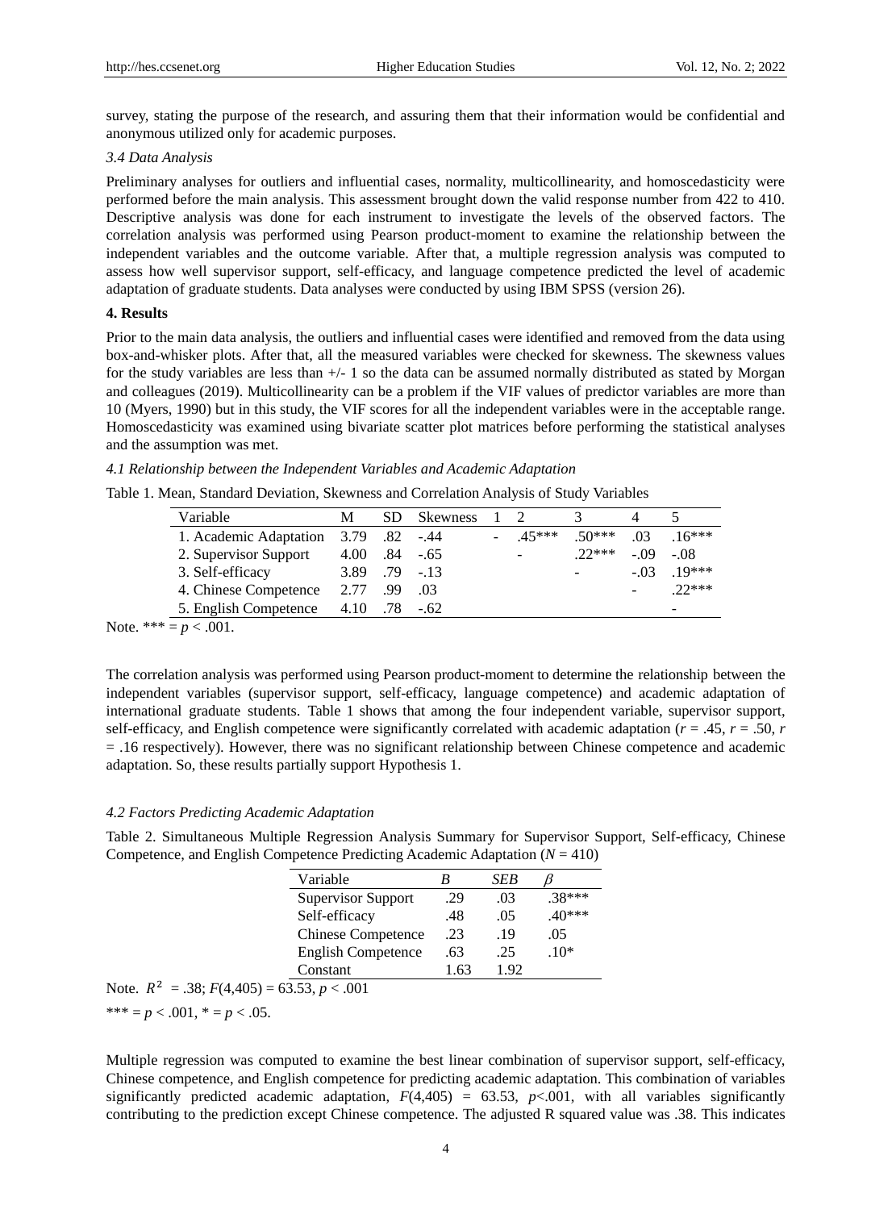survey, stating the purpose of the research, and assuring them that their information would be confidential and anonymous utilized only for academic purposes.

*3.4 Data Analysis*

Preliminary analyses for outliers and influential cases, normality, multicollinearity, and homoscedasticity were performed before the main analysis. This assessment brought down the valid response number from 422 to 410. Descriptive analysis was done for each instrument to investigate the levels of the observed factors. The correlation analysis was performed using Pearson product-moment to examine the relationship between the independent variables and the outcome variable. After that, a multiple regression analysis was computed to assess how well supervisor support, self-efficacy, and language competence predicted the level of academic adaptation of graduate students. Data analyses were conducted by using IBM SPSS (version 26).

## 4. Results

Prior to the main data analysis, the outliers and influential cases were identified and removed from the data using box-and-whisker plots. After that, all the measured variables were checked for skewness. The skewness values for the study variables are less than +/- 1 so the data can be assumed normally distributed as stated by Morgan and colleagues (2019). Multicollinearity can be a problem if the VIF values of predictor variables are more than 10 (Myers, 1990) but in this study, the VIF scores for all the independent variables were in the acceptable range. Homoscedasticity was examined using bivariate scatter plot matrices before performing the statistical analyses and the assumption was met.

*4.1 Relationship between the Independent Variables and Academic Adaptation*

Table 1. Mean, Standard Deviation, Skewness and Correlation Analysis of Study Variables

| Variable | M | SD | Skewness | 1 | 2 | 3 | 4 | 5 |
|---|---|---|---|---|---|---|---|---|
| 1. Academic Adaptation | 3.79 | .82 | -.44 | - | .45*** | .50*** | .03 | .16*** |
| 2. Supervisor Support | 4.00 | .84 | -.65 | | - | .22*** | -.09 | -.08 |
| 3. Self-efficacy | 3.89 | .79 | -.13 | | | - | -.03 | .19*** |
| 4. Chinese Competence | 2.77 | .99 | .03 | | | | - | .22*** |
| 5. English Competence | 4.10 | .78 | -.62 | | | | | - |

Note. *** = $p < .001$.

The correlation analysis was performed using Pearson product-moment to determine the relationship between the independent variables (supervisor support, self-efficacy, language competence) and academic adaptation of international graduate students. Table 1 shows that among the four independent variable, supervisor support, self-efficacy, and English competence were significantly correlated with academic adaptation ($r = .45$, $r = .50$, $r = .16$ respectively). However, there was no significant relationship between Chinese competence and academic adaptation. So, these results partially support Hypothesis 1.

*4.2 Factors Predicting Academic Adaptation*

Table 2. Simultaneous Multiple Regression Analysis Summary for Supervisor Support, Self-efficacy, Chinese Competence, and English Competence Predicting Academic Adaptation ($N = 410$)

| Variable | *B* | *SEB* | $\beta$ |
|---|---|---|---|
| Supervisor Support | .29 | .03 | .38*** |
| Self-efficacy | .48 | .05 | .40*** |
| Chinese Competence | .23 | .19 | .05 |
| English Competence | .63 | .25 | .10* |
| Constant | 1.63 | 1.92 | |

Note. $R^2 = .38$; $F(4,405) = 63.53$, $p < .001$

*** = $p < .001$, * = $p < .05$.

Multiple regression was computed to examine the best linear combination of supervisor support, self-efficacy, Chinese competence, and English competence for predicting academic adaptation. This combination of variables significantly predicted academic adaptation, $F(4,405) = 63.53$, $p<.001$, with all variables significantly contributing to the prediction except Chinese competence. The adjusted R squared value was .38. This indicates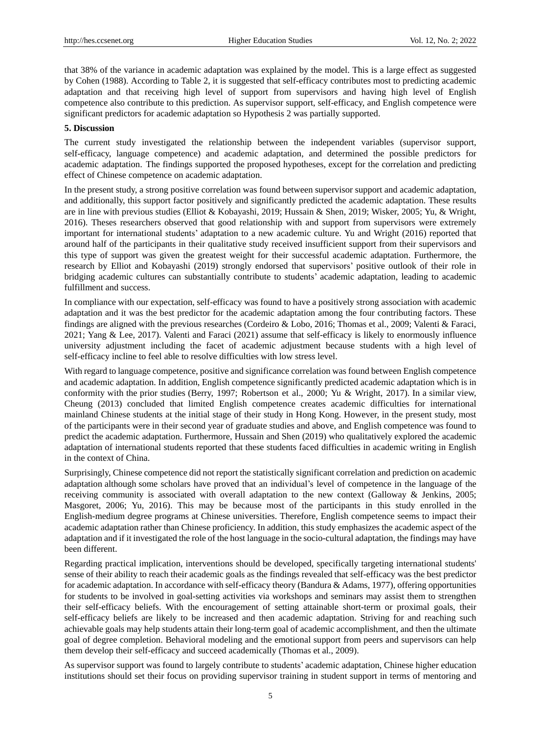that 38% of the variance in academic adaptation was explained by the model. This is a large effect as suggested by Cohen (1988). According to Table 2, it is suggested that self-efficacy contributes most to predicting academic adaptation and that receiving high level of support from supervisors and having high level of English competence also contribute to this prediction. As supervisor support, self-efficacy, and English competence were significant predictors for academic adaptation so Hypothesis 2 was partially supported.

## 5. Discussion

The current study investigated the relationship between the independent variables (supervisor support, self-efficacy, language competence) and academic adaptation, and determined the possible predictors for academic adaptation. The findings supported the proposed hypotheses, except for the correlation and predicting effect of Chinese competence on academic adaptation.

In the present study, a strong positive correlation was found between supervisor support and academic adaptation, and additionally, this support factor positively and significantly predicted the academic adaptation. These results are in line with previous studies (Elliot & Kobayashi, 2019; Hussain & Shen, 2019; Wisker, 2005; Yu, & Wright, 2016). Theses researchers observed that good relationship with and support from supervisors were extremely important for international students' adaptation to a new academic culture. Yu and Wright (2016) reported that around half of the participants in their qualitative study received insufficient support from their supervisors and this type of support was given the greatest weight for their successful academic adaptation. Furthermore, the research by Elliot and Kobayashi (2019) strongly endorsed that supervisors' positive outlook of their role in bridging academic cultures can substantially contribute to students' academic adaptation, leading to academic fulfillment and success.

In compliance with our expectation, self-efficacy was found to have a positively strong association with academic adaptation and it was the best predictor for the academic adaptation among the four contributing factors. These findings are aligned with the previous researches (Cordeiro & Lobo, 2016; Thomas et al., 2009; Valenti & Faraci, 2021; Yang & Lee, 2017). Valenti and Faraci (2021) assume that self-efficacy is likely to enormously influence university adjustment including the facet of academic adjustment because students with a high level of self-efficacy incline to feel able to resolve difficulties with low stress level.

With regard to language competence, positive and significance correlation was found between English competence and academic adaptation. In addition, English competence significantly predicted academic adaptation which is in conformity with the prior studies (Berry, 1997; Robertson et al., 2000; Yu & Wright, 2017). In a similar view, Cheung (2013) concluded that limited English competence creates academic difficulties for international mainland Chinese students at the initial stage of their study in Hong Kong. However, in the present study, most of the participants were in their second year of graduate studies and above, and English competence was found to predict the academic adaptation. Furthermore, Hussain and Shen (2019) who qualitatively explored the academic adaptation of international students reported that these students faced difficulties in academic writing in English in the context of China.

Surprisingly, Chinese competence did not report the statistically significant correlation and prediction on academic adaptation although some scholars have proved that an individual's level of competence in the language of the receiving community is associated with overall adaptation to the new context (Galloway & Jenkins, 2005; Masgoret, 2006; Yu, 2016). This may be because most of the participants in this study enrolled in the English-medium degree programs at Chinese universities. Therefore, English competence seems to impact their academic adaptation rather than Chinese proficiency. In addition, this study emphasizes the academic aspect of the adaptation and if it investigated the role of the host language in the socio-cultural adaptation, the findings may have been different.

Regarding practical implication, interventions should be developed, specifically targeting international students' sense of their ability to reach their academic goals as the findings revealed that self-efficacy was the best predictor for academic adaptation. In accordance with self-efficacy theory (Bandura & Adams, 1977), offering opportunities for students to be involved in goal-setting activities via workshops and seminars may assist them to strengthen their self-efficacy beliefs. With the encouragement of setting attainable short-term or proximal goals, their self-efficacy beliefs are likely to be increased and then academic adaptation. Striving for and reaching such achievable goals may help students attain their long-term goal of academic accomplishment, and then the ultimate goal of degree completion. Behavioral modeling and the emotional support from peers and supervisors can help them develop their self-efficacy and succeed academically (Thomas et al., 2009).

As supervisor support was found to largely contribute to students' academic adaptation, Chinese higher education institutions should set their focus on providing supervisor training in student support in terms of mentoring and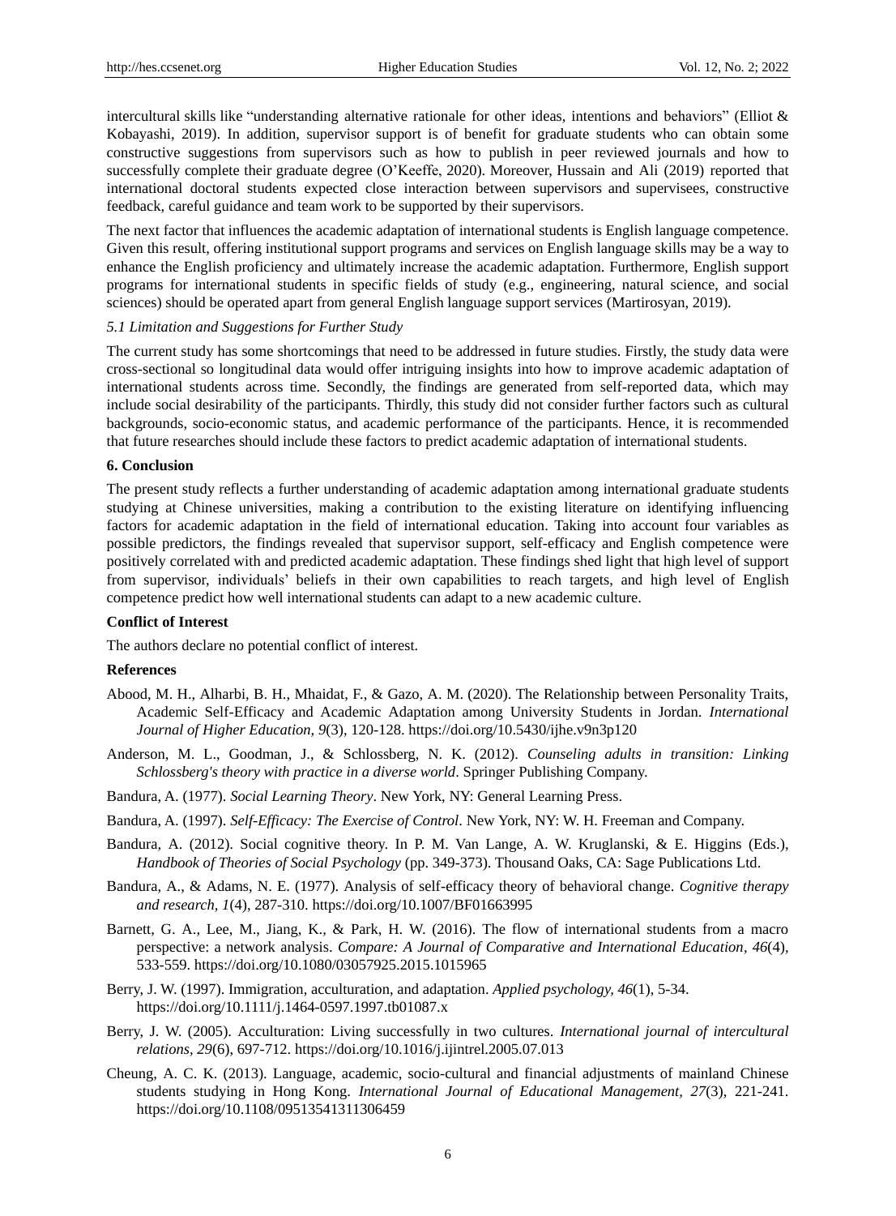intercultural skills like "understanding alternative rationale for other ideas, intentions and behaviors" (Elliot & Kobayashi, 2019). In addition, supervisor support is of benefit for graduate students who can obtain some constructive suggestions from supervisors such as how to publish in peer reviewed journals and how to successfully complete their graduate degree (O'Keeffe, 2020). Moreover, Hussain and Ali (2019) reported that international doctoral students expected close interaction between supervisors and supervisees, constructive feedback, careful guidance and team work to be supported by their supervisors.

The next factor that influences the academic adaptation of international students is English language competence. Given this result, offering institutional support programs and services on English language skills may be a way to enhance the English proficiency and ultimately increase the academic adaptation. Furthermore, English support programs for international students in specific fields of study (e.g., engineering, natural science, and social sciences) should be operated apart from general English language support services (Martirosyan, 2019).

### *5.1 Limitation and Suggestions for Further Study*

The current study has some shortcomings that need to be addressed in future studies. Firstly, the study data were cross-sectional so longitudinal data would offer intriguing insights into how to improve academic adaptation of international students across time. Secondly, the findings are generated from self-reported data, which may include social desirability of the participants. Thirdly, this study did not consider further factors such as cultural backgrounds, socio-economic status, and academic performance of the participants. Hence, it is recommended that future researches should include these factors to predict academic adaptation of international students.

## 6. Conclusion

The present study reflects a further understanding of academic adaptation among international graduate students studying at Chinese universities, making a contribution to the existing literature on identifying influencing factors for academic adaptation in the field of international education. Taking into account four variables as possible predictors, the findings revealed that supervisor support, self-efficacy and English competence were positively correlated with and predicted academic adaptation. These findings shed light that high level of support from supervisor, individuals' beliefs in their own capabilities to reach targets, and high level of English competence predict how well international students can adapt to a new academic culture.

## Conflict of Interest

The authors declare no potential conflict of interest.

## References

Abood, M. H., Alharbi, B. H., Mhaidat, F., & Gazo, A. M. (2020). The Relationship between Personality Traits, Academic Self-Efficacy and Academic Adaptation among University Students in Jordan. *International Journal of Higher Education, 9*(3), 120-128. https://doi.org/10.5430/ijhe.v9n3p120

Anderson, M. L., Goodman, J., & Schlossberg, N. K. (2012). *Counseling adults in transition: Linking Schlossberg's theory with practice in a diverse world*. Springer Publishing Company.

Bandura, A. (1977). *Social Learning Theory*. New York, NY: General Learning Press.

Bandura, A. (1997). *Self-Efficacy: The Exercise of Control*. New York, NY: W. H. Freeman and Company.

Bandura, A. (2012). Social cognitive theory. In P. M. Van Lange, A. W. Kruglanski, & E. Higgins (Eds.), *Handbook of Theories of Social Psychology* (pp. 349-373). Thousand Oaks, CA: Sage Publications Ltd.

Bandura, A., & Adams, N. E. (1977). Analysis of self-efficacy theory of behavioral change. *Cognitive therapy and research, 1*(4), 287-310. https://doi.org/10.1007/BF01663995

Barnett, G. A., Lee, M., Jiang, K., & Park, H. W. (2016). The flow of international students from a macro perspective: a network analysis. *Compare: A Journal of Comparative and International Education, 46*(4), 533-559. https://doi.org/10.1080/03057925.2015.1015965

Berry, J. W. (1997). Immigration, acculturation, and adaptation. *Applied psychology, 46*(1), 5-34. https://doi.org/10.1111/j.1464-0597.1997.tb01087.x

Berry, J. W. (2005). Acculturation: Living successfully in two cultures. *International journal of intercultural relations, 29*(6), 697-712. https://doi.org/10.1016/j.ijintrel.2005.07.013

Cheung, A. C. K. (2013). Language, academic, socio-cultural and financial adjustments of mainland Chinese students studying in Hong Kong. *International Journal of Educational Management, 27*(3), 221-241. https://doi.org/10.1108/09513541311306459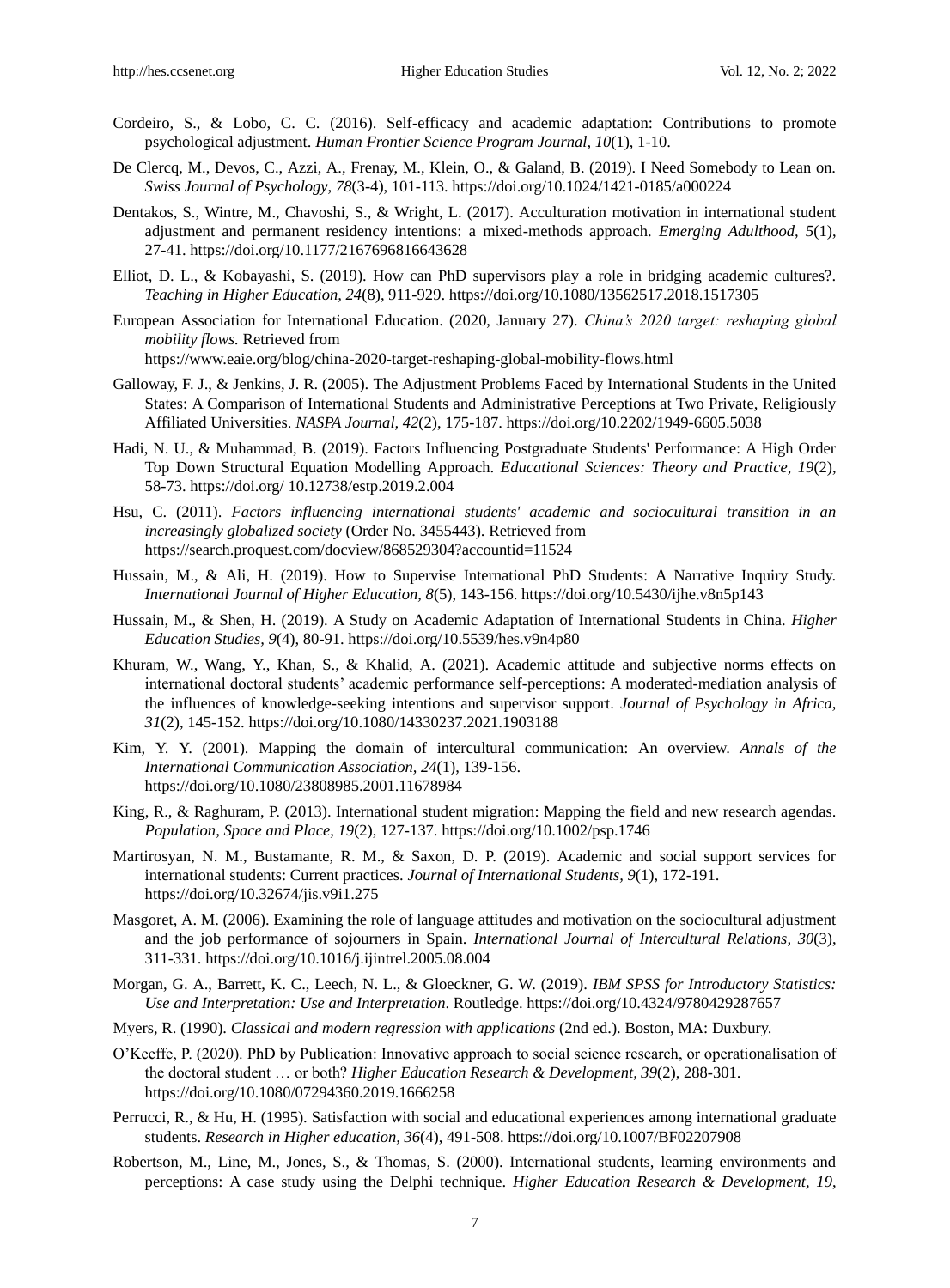Cordeiro, S., & Lobo, C. C. (2016). Self-efficacy and academic adaptation: Contributions to promote psychological adjustment. *Human Frontier Science Program Journal, 10*(1), 1-10.

De Clercq, M., Devos, C., Azzi, A., Frenay, M., Klein, O., & Galand, B. (2019). I Need Somebody to Lean on. *Swiss Journal of Psychology, 78*(3-4), 101-113. https://doi.org/10.1024/1421-0185/a000224

Dentakos, S., Wintre, M., Chavoshi, S., & Wright, L. (2017). Acculturation motivation in international student adjustment and permanent residency intentions: a mixed-methods approach. *Emerging Adulthood, 5*(1), 27-41. https://doi.org/10.1177/2167696816643628

Elliot, D. L., & Kobayashi, S. (2019). How can PhD supervisors play a role in bridging academic cultures?. *Teaching in Higher Education, 24*(8), 911-929. https://doi.org/10.1080/13562517.2018.1517305

European Association for International Education. (2020, January 27). *China's 2020 target: reshaping global mobility flows.* Retrieved from https://www.eaie.org/blog/china-2020-target-reshaping-global-mobility-flows.html

Galloway, F. J., & Jenkins, J. R. (2005). The Adjustment Problems Faced by International Students in the United States: A Comparison of International Students and Administrative Perceptions at Two Private, Religiously Affiliated Universities. *NASPA Journal, 42*(2), 175-187. https://doi.org/10.2202/1949-6605.5038

Hadi, N. U., & Muhammad, B. (2019). Factors Influencing Postgraduate Students' Performance: A High Order Top Down Structural Equation Modelling Approach. *Educational Sciences: Theory and Practice, 19*(2), 58-73. https://doi.org/ 10.12738/estp.2019.2.004

Hsu, C. (2011). *Factors influencing international students' academic and sociocultural transition in an increasingly globalized society* (Order No. 3455443). Retrieved from https://search.proquest.com/docview/868529304?accountid=11524

Hussain, M., & Ali, H. (2019). How to Supervise International PhD Students: A Narrative Inquiry Study. *International Journal of Higher Education, 8*(5), 143-156. https://doi.org/10.5430/ijhe.v8n5p143

Hussain, M., & Shen, H. (2019). A Study on Academic Adaptation of International Students in China. *Higher Education Studies, 9*(4), 80-91. https://doi.org/10.5539/hes.v9n4p80

Khuram, W., Wang, Y., Khan, S., & Khalid, A. (2021). Academic attitude and subjective norms effects on international doctoral students' academic performance self-perceptions: A moderated-mediation analysis of the influences of knowledge-seeking intentions and supervisor support. *Journal of Psychology in Africa, 31*(2), 145-152. https://doi.org/10.1080/14330237.2021.1903188

Kim, Y. Y. (2001). Mapping the domain of intercultural communication: An overview. *Annals of the International Communication Association, 24*(1), 139-156. https://doi.org/10.1080/23808985.2001.11678984

King, R., & Raghuram, P. (2013). International student migration: Mapping the field and new research agendas. *Population, Space and Place, 19*(2), 127-137. https://doi.org/10.1002/psp.1746

Martirosyan, N. M., Bustamante, R. M., & Saxon, D. P. (2019). Academic and social support services for international students: Current practices. *Journal of International Students, 9*(1), 172-191. https://doi.org/10.32674/jis.v9i1.275

Masgoret, A. M. (2006). Examining the role of language attitudes and motivation on the sociocultural adjustment and the job performance of sojourners in Spain. *International Journal of Intercultural Relations, 30*(3), 311-331. https://doi.org/10.1016/j.ijintrel.2005.08.004

Morgan, G. A., Barrett, K. C., Leech, N. L., & Gloeckner, G. W. (2019). *IBM SPSS for Introductory Statistics: Use and Interpretation: Use and Interpretation*. Routledge. https://doi.org/10.4324/9780429287657

Myers, R. (1990). *Classical and modern regression with applications* (2nd ed.). Boston, MA: Duxbury.

O'Keeffe, P. (2020). PhD by Publication: Innovative approach to social science research, or operationalisation of the doctoral student … or both? *Higher Education Research & Development, 39*(2), 288-301. https://doi.org/10.1080/07294360.2019.1666258

Perrucci, R., & Hu, H. (1995). Satisfaction with social and educational experiences among international graduate students. *Research in Higher education, 36*(4), 491-508. https://doi.org/10.1007/BF02207908

Robertson, M., Line, M., Jones, S., & Thomas, S. (2000). International students, learning environments and perceptions: A case study using the Delphi technique. *Higher Education Research & Development, 19*,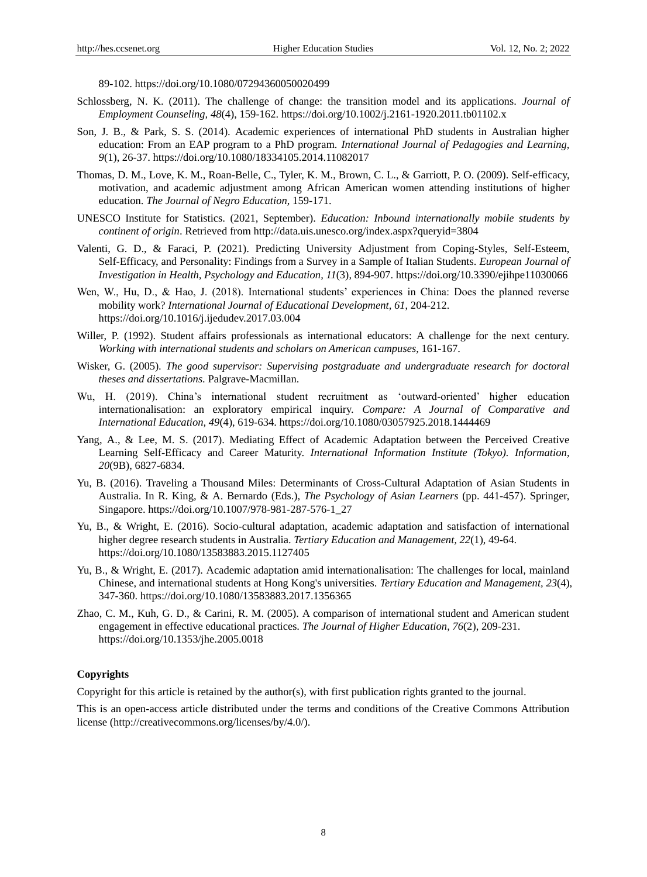89-102. https://doi.org/10.1080/07294360050020499

Schlossberg, N. K. (2011). The challenge of change: the transition model and its applications. *Journal of Employment Counseling*, *48*(4), 159-162. https://doi.org/10.1002/j.2161-1920.2011.tb01102.x

Son, J. B., & Park, S. S. (2014). Academic experiences of international PhD students in Australian higher education: From an EAP program to a PhD program. *International Journal of Pedagogies and Learning*, *9*(1), 26-37. https://doi.org/10.1080/18334105.2014.11082017

Thomas, D. M., Love, K. M., Roan-Belle, C., Tyler, K. M., Brown, C. L., & Garriott, P. O. (2009). Self-efficacy, motivation, and academic adjustment among African American women attending institutions of higher education. *The Journal of Negro Education*, 159-171.

UNESCO Institute for Statistics. (2021, September). *Education: Inbound internationally mobile students by continent of origin*. Retrieved from http://data.uis.unesco.org/index.aspx?queryid=3804

Valenti, G. D., & Faraci, P. (2021). Predicting University Adjustment from Coping-Styles, Self-Esteem, Self-Efficacy, and Personality: Findings from a Survey in a Sample of Italian Students. *European Journal of Investigation in Health, Psychology and Education*, *11*(3), 894-907. https://doi.org/10.3390/ejihpe11030066

Wen, W., Hu, D., & Hao, J. (2018). International students' experiences in China: Does the planned reverse mobility work? *International Journal of Educational Development*, *61*, 204-212. https://doi.org/10.1016/j.ijedudev.2017.03.004

Willer, P. (1992). Student affairs professionals as international educators: A challenge for the next century. *Working with international students and scholars on American campuses*, 161-167.

Wisker, G. (2005). *The good supervisor: Supervising postgraduate and undergraduate research for doctoral theses and dissertations*. Palgrave-Macmillan.

Wu, H. (2019). China's international student recruitment as 'outward-oriented' higher education internationalisation: an exploratory empirical inquiry. *Compare: A Journal of Comparative and International Education*, *49*(4), 619-634. https://doi.org/10.1080/03057925.2018.1444469

Yang, A., & Lee, M. S. (2017). Mediating Effect of Academic Adaptation between the Perceived Creative Learning Self-Efficacy and Career Maturity. *International Information Institute (Tokyo). Information*, *20*(9B), 6827-6834.

Yu, B. (2016). Traveling a Thousand Miles: Determinants of Cross-Cultural Adaptation of Asian Students in Australia. In R. King, & A. Bernardo (Eds.), *The Psychology of Asian Learners* (pp. 441-457). Springer, Singapore. https://doi.org/10.1007/978-981-287-576-1_27

Yu, B., & Wright, E. (2016). Socio-cultural adaptation, academic adaptation and satisfaction of international higher degree research students in Australia. *Tertiary Education and Management*, *22*(1), 49-64. https://doi.org/10.1080/13583883.2015.1127405

Yu, B., & Wright, E. (2017). Academic adaptation amid internationalisation: The challenges for local, mainland Chinese, and international students at Hong Kong's universities. *Tertiary Education and Management*, *23*(4), 347-360. https://doi.org/10.1080/13583883.2017.1356365

Zhao, C. M., Kuh, G. D., & Carini, R. M. (2005). A comparison of international student and American student engagement in effective educational practices. *The Journal of Higher Education*, *76*(2), 209-231. https://doi.org/10.1353/jhe.2005.0018

## Copyrights

Copyright for this article is retained by the author(s), with first publication rights granted to the journal.

This is an open-access article distributed under the terms and conditions of the Creative Commons Attribution license (http://creativecommons.org/licenses/by/4.0/).